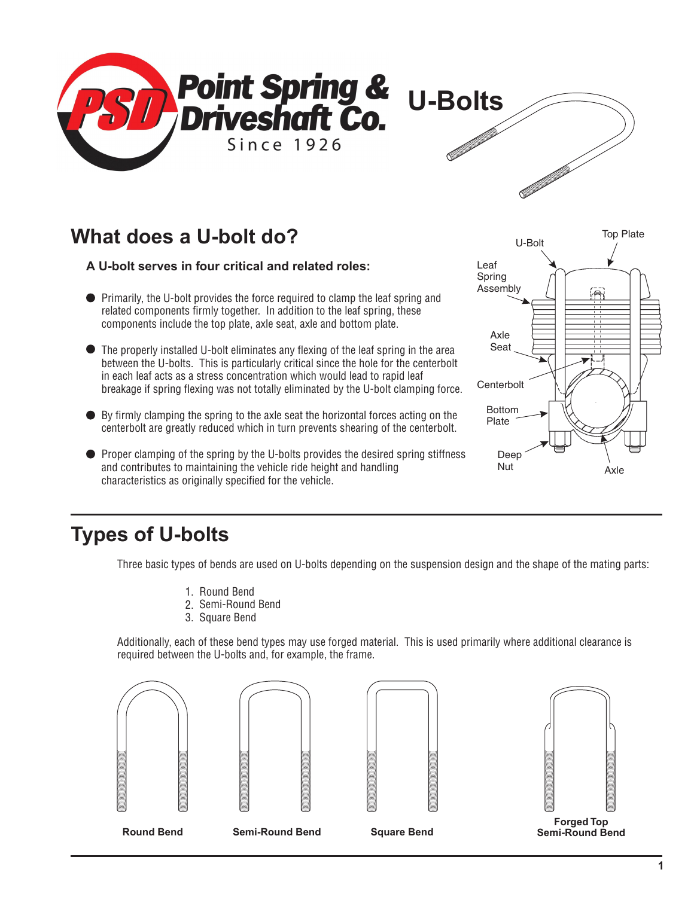# Point Spring & Driveshaft Co.

Since 1926

# U-Bolts

## What does a U-bolt do?

**A U-bolt serves in four critical and related roles:**

- Primarily, the U-bolt provides the force required to clamp the leaf spring and related components firmly together. In addition to the leaf spring, these components include the top plate, axle seat, axle and bottom plate.
- The properly installed U-bolt eliminates any flexing of the leaf spring in the area between the U-bolts. This is particularly critical since the hole for the centerbolt in each leaf acts as a stress concentration which would lead to rapid leaf breakage if spring flexing was not totally eliminated by the U-bolt clamping force.
- By firmly clamping the spring to the axle seat the horizontal forces acting on the centerbolt are greatly reduced which in turn prevents shearing of the centerbolt.
- Proper clamping of the spring by the U-bolts provides the desired spring stiffness and contributes to maintaining the vehicle ride height and handling characteristics as originally specified for the vehicle.

U-Bolt, Top Plate, Leaf Spring Assembly, Axle Seat, Centerbolt, Bottom Plate, Deep Nut, Axle

## Types of U-bolts

Three basic types of bends are used on U-bolts depending on the suspension design and the shape of the mating parts:

1. Round Bend
2. Semi-Round Bend
3. Square Bend

Additionally, each of these bend types may use forged material. This is used primarily where additional clearance is required between the U-bolts and, for example, the frame.

**Round Bend** **Semi-Round Bend** **Square Bend** **Forged Top Semi-Round Bend**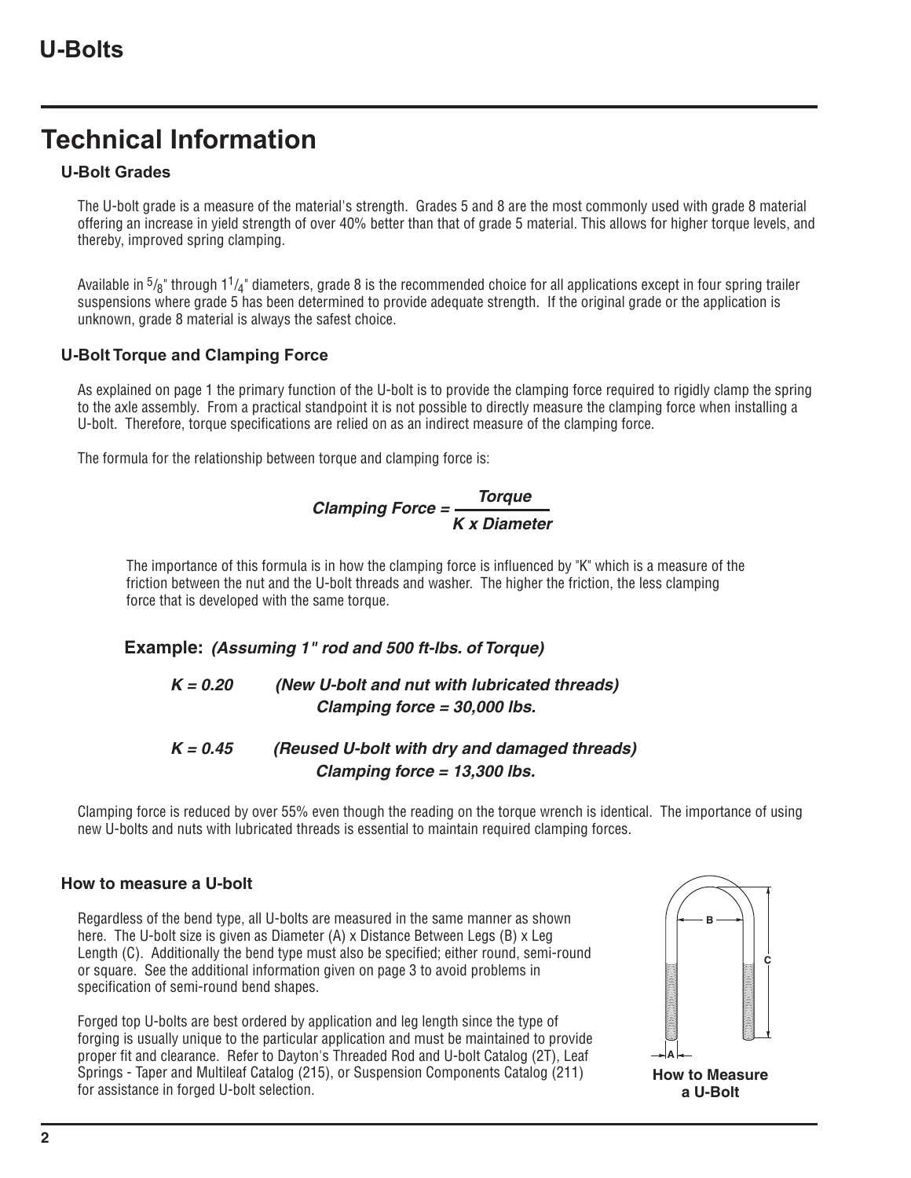# Technical Information

### U-Bolt Grades

The U-bolt grade is a measure of the material's strength. Grades 5 and 8 are the most commonly used with grade 8 material offering an increase in yield strength of over 40% better than that of grade 5 material. This allows for higher torque levels, and thereby, improved spring clamping.

Available in $^5/_8$" through $1^1/_4$" diameters, grade 8 is the recommended choice for all applications except in four spring trailer suspensions where grade 5 has been determined to provide adequate strength. If the original grade or the application is unknown, grade 8 material is always the safest choice.

### U-Bolt Torque and Clamping Force

As explained on page 1 the primary function of the U-bolt is to provide the clamping force required to rigidly clamp the spring to the axle assembly. From a practical standpoint it is not possible to directly measure the clamping force when installing a U-bolt. Therefore, torque specifications are relied on as an indirect measure of the clamping force.

The formula for the relationship between torque and clamping force is:

$$\textit{Clamping Force} = \frac{\textit{Torque}}{K \times \textit{Diameter}}$$

The importance of this formula is in how the clamping force is influenced by "K" which is a measure of the friction between the nut and the U-bolt threads and washer. The higher the friction, the less clamping force that is developed with the same torque.

**Example:** ***(Assuming 1" rod and 500 ft-lbs. of Torque)***

***K = 0.20*** ***(New U-bolt and nut with lubricated threads)***
***Clamping force = 30,000 lbs.***

***K = 0.45*** ***(Reused U-bolt with dry and damaged threads)***
***Clamping force = 13,300 lbs.***

Clamping force is reduced by over 55% even though the reading on the torque wrench is identical. The importance of using new U-bolts and nuts with lubricated threads is essential to maintain required clamping forces.

### How to measure a U-bolt

Regardless of the bend type, all U-bolts are measured in the same manner as shown here. The U-bolt size is given as Diameter (A) x Distance Between Legs (B) x Leg Length (C). Additionally the bend type must also be specified; either round, semi-round or square. See the additional information given on page 3 to avoid problems in specification of semi-round bend shapes.

Forged top U-bolts are best ordered by application and leg length since the type of forging is usually unique to the particular application and must be maintained to provide proper fit and clearance. Refer to Dayton's Threaded Rod and U-bolt Catalog (2T), Leaf Springs - Taper and Multileaf Catalog (215), or Suspension Components Catalog (211) for assistance in forged U-bolt selection.

**How to Measure a U-Bolt**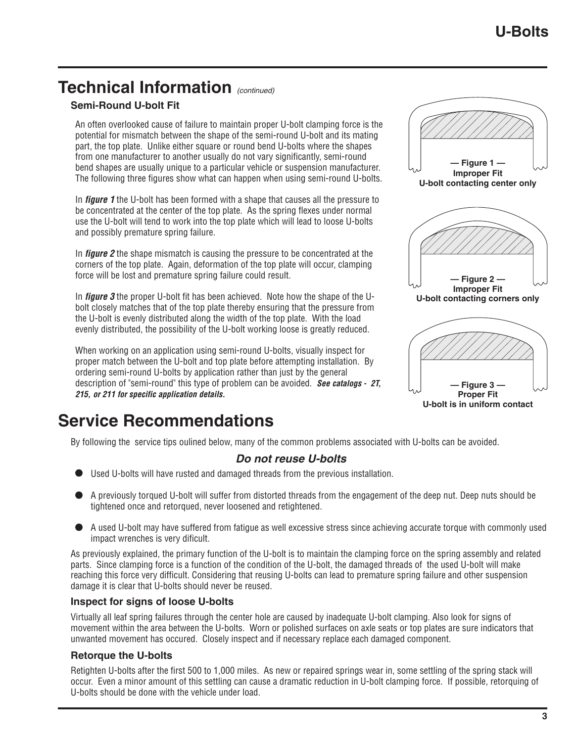# Technical Information *(continued)*

### Semi-Round U-bolt Fit

An often overlooked cause of failure to maintain proper U-bolt clamping force is the potential for mismatch between the shape of the semi-round U-bolt and its mating part, the top plate. Unlike either square or round bend U-bolts where the shapes from one manufacturer to another usually do not vary significantly, semi-round bend shapes are usually unique to a particular vehicle or suspension manufacturer. The following three figures show what can happen when using semi-round U-bolts.

In ***figure 1*** the U-bolt has been formed with a shape that causes all the pressure to be concentrated at the center of the top plate. As the spring flexes under normal use the U-bolt will tend to work into the top plate which will lead to loose U-bolts and possibly premature spring failure.

In ***figure 2*** the shape mismatch is causing the pressure to be concentrated at the corners of the top plate. Again, deformation of the top plate will occur, clamping force will be lost and premature spring failure could result.

In ***figure 3*** the proper U-bolt fit has been achieved. Note how the shape of the U-bolt closely matches that of the top plate thereby ensuring that the pressure from the U-bolt is evenly distributed along the width of the top plate. With the load evenly distributed, the possibility of the U-bolt working loose is greatly reduced.

When working on an application using semi-round U-bolts, visually inspect for proper match between the U-bolt and top plate before attempting installation. By ordering semi-round U-bolts by application rather than just by the general description of "semi-round" this type of problem can be avoided. ***See catalogs - 2T, 215, or 211 for specific application details.***

**— Figure 1 —**
**Improper Fit**
**U-bolt contacting center only**

**— Figure 2 —**
**Improper Fit**
**U-bolt contacting corners only**

**— Figure 3 —**
**Proper Fit**
**U-bolt is in uniform contact**

# Service Recommendations

By following the service tips oulined below, many of the common problems associated with U-bolts can be avoided.

### *Do not reuse U-bolts*

- Used U-bolts will have rusted and damaged threads from the previous installation.
- A previously torqued U-bolt will suffer from distorted threads from the engagement of the deep nut. Deep nuts should be tightened once and retorqued, never loosened and retightened.
- A used U-bolt may have suffered from fatigue as well excessive stress since achieving accurate torque with commonly used impact wrenches is very dificult.

As previously explained, the primary function of the U-bolt is to maintain the clamping force on the spring assembly and related parts. Since clamping force is a function of the condition of the U-bolt, the damaged threads of the used U-bolt will make reaching this force very difficult. Considering that reusing U-bolts can lead to premature spring failure and other suspension damage it is clear that U-bolts should never be reused.

### Inspect for signs of loose U-bolts

Virtually all leaf spring failures through the center hole are caused by inadequate U-bolt clamping. Also look for signs of movement within the area between the U-bolts. Worn or polished surfaces on axle seats or top plates are sure indicators that unwanted movement has occured. Closely inspect and if necessary replace each damaged component.

### Retorque the U-bolts

Retighten U-bolts after the first 500 to 1,000 miles. As new or repaired springs wear in, some settling of the spring stack will occur. Even a minor amount of this settling can cause a dramatic reduction in U-bolt clamping force. If possible, retorquing of U-bolts should be done with the vehicle under load.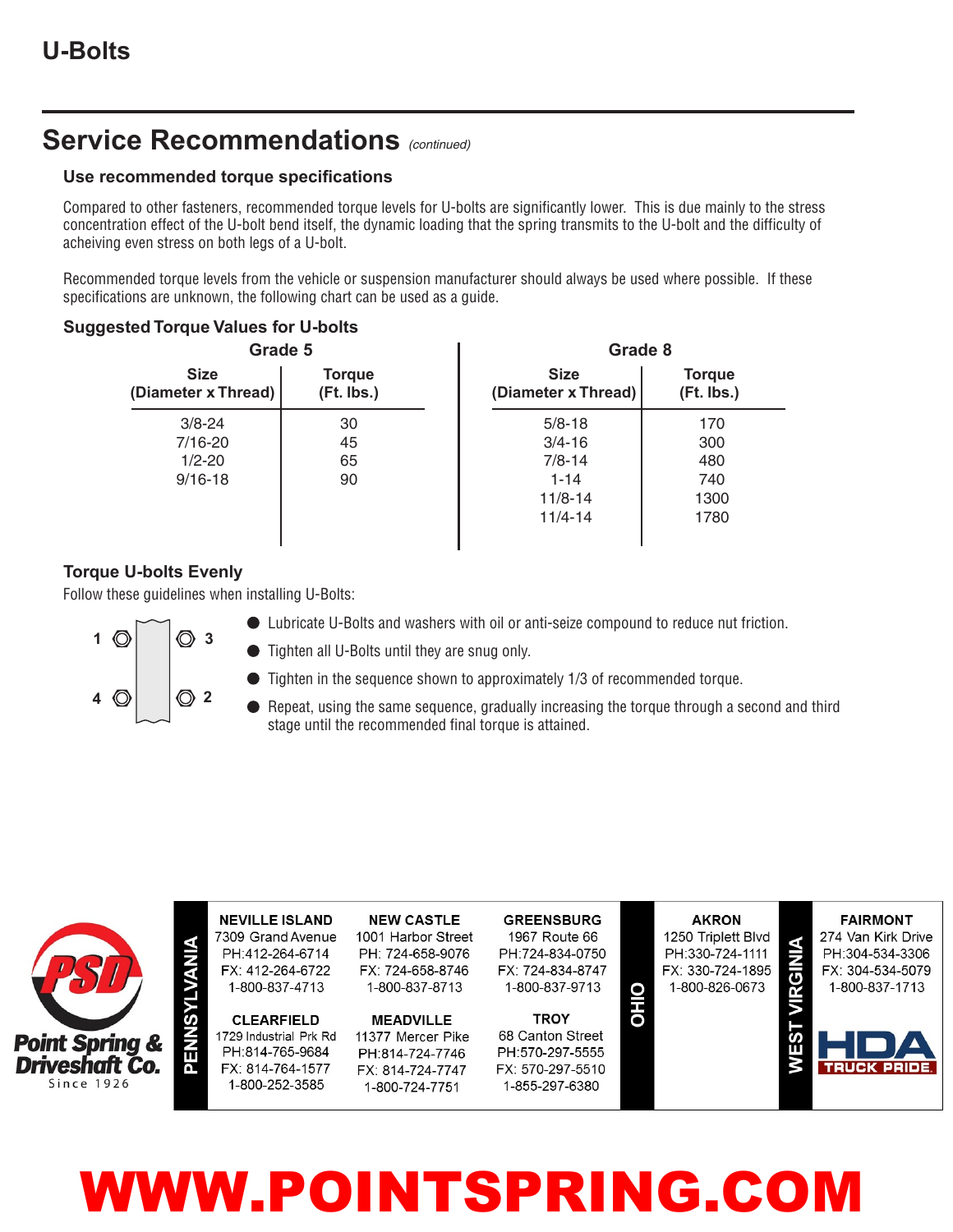# U-Bolts

## Service Recommendations *(continued)*

### Use recommended torque specifications

Compared to other fasteners, recommended torque levels for U-bolts are significantly lower. This is due mainly to the stress concentration effect of the U-bolt bend itself, the dynamic loading that the spring transmits to the U-bolt and the difficulty of acheiving even stress on both legs of a U-bolt.

Recommended torque levels from the vehicle or suspension manufacturer should always be used where possible. If these specifications are unknown, the following chart can be used as a guide.

### Suggested Torque Values for U-bolts

| Grade 5 | | Grade 8 | |
|---|---|---|---|
| **Size (Diameter x Thread)** | **Torque (Ft. lbs.)** | **Size (Diameter x Thread)** | **Torque (Ft. lbs.)** |
| 3/8-24 | 30 | 5/8-18 | 170 |
| 7/16-20 | 45 | 3/4-16 | 300 |
| 1/2-20 | 65 | 7/8-14 | 480 |
| 9/16-18 | 90 | 1-14 | 740 |
| | | 11/8-14 | 1300 |
| | | 11/4-14 | 1780 |

### Torque U-bolts Evenly

Follow these guidelines when installing U-Bolts:

1 3

4 2

- Lubricate U-Bolts and washers with oil or anti-seize compound to reduce nut friction.
- Tighten all U-Bolts until they are snug only.
- Tighten in the sequence shown to approximately 1/3 of recommended torque.
- Repeat, using the same sequence, gradually increasing the torque through a second and third stage until the recommended final torque is attained.

PSD Point Spring & Driveshaft Co. Since 1926

**PENNSYLVANIA**

**NEVILLE ISLAND**
7309 Grand Avenue
PH:412-264-6714
FX: 412-264-6722
1-800-837-4713

**NEW CASTLE**
1001 Harbor Street
PH: 724-658-9076
FX: 724-658-8746
1-800-837-8713

**GREENSBURG**
1967 Route 66
PH:724-834-0750
FX: 724-834-8747
1-800-837-9713

**CLEARFIELD**
1729 Industrial Prk Rd
PH:814-765-9684
FX: 814-764-1577
1-800-252-3585

**MEADVILLE**
11377 Mercer Pike
PH:814-724-7746
FX: 814-724-7747
1-800-724-7751

**TROY**
68 Canton Street
PH:570-297-5555
FX: 570-297-5510
1-855-297-6380

**OHIO**

**AKRON**
1250 Triplett Blvd
PH:330-724-1111
FX: 330-724-1895
1-800-826-0673

**WEST VIRGINIA**

**FAIRMONT**
274 Van Kirk Drive
PH:304-534-3306
FX: 304-534-5079
1-800-837-1713

HDA TRUCK PRIDE.

**WWW.POINTSPRING.COM**